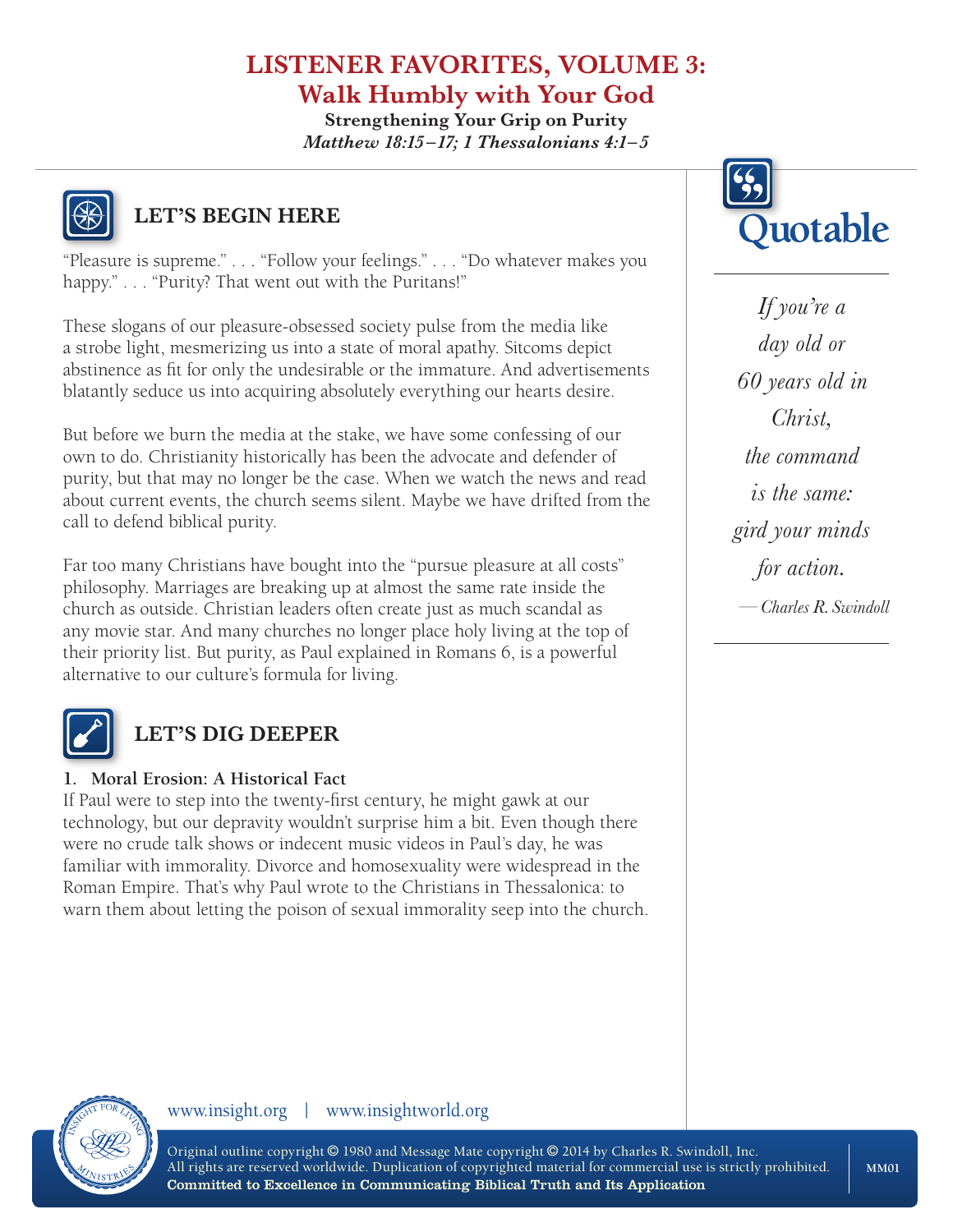# LISTENER FAVORITES, VOLUME 3:
## Walk Humbly with Your God

**Strengthening Your Grip on Purity**

*Matthew 18:15–17; 1 Thessalonians 4:1–5*

## LET'S BEGIN HERE

"Pleasure is supreme." . . . "Follow your feelings." . . . "Do whatever makes you happy." . . . "Purity? That went out with the Puritans!"

These slogans of our pleasure-obsessed society pulse from the media like a strobe light, mesmerizing us into a state of moral apathy. Sitcoms depict abstinence as fit for only the undesirable or the immature. And advertisements blatantly seduce us into acquiring absolutely everything our hearts desire.

But before we burn the media at the stake, we have some confessing of our own to do. Christianity historically has been the advocate and defender of purity, but that may no longer be the case. When we watch the news and read about current events, the church seems silent. Maybe we have drifted from the call to defend biblical purity.

Far too many Christians have bought into the "pursue pleasure at all costs" philosophy. Marriages are breaking up at almost the same rate inside the church as outside. Christian leaders often create just as much scandal as any movie star. And many churches no longer place holy living at the top of their priority list. But purity, as Paul explained in Romans 6, is a powerful alternative to our culture's formula for living.

> **Quotable**
>
> *If you're a day old or 60 years old in Christ, the command is the same: gird your minds for action.*
>
> —*Charles R. Swindoll*

## LET'S DIG DEEPER

**1. Moral Erosion: A Historical Fact**

If Paul were to step into the twenty-first century, he might gawk at our technology, but our depravity wouldn't surprise him a bit. Even though there were no crude talk shows or indecent music videos in Paul's day, he was familiar with immorality. Divorce and homosexuality were widespread in the Roman Empire. That's why Paul wrote to the Christians in Thessalonica: to warn them about letting the poison of sexual immorality seep into the church.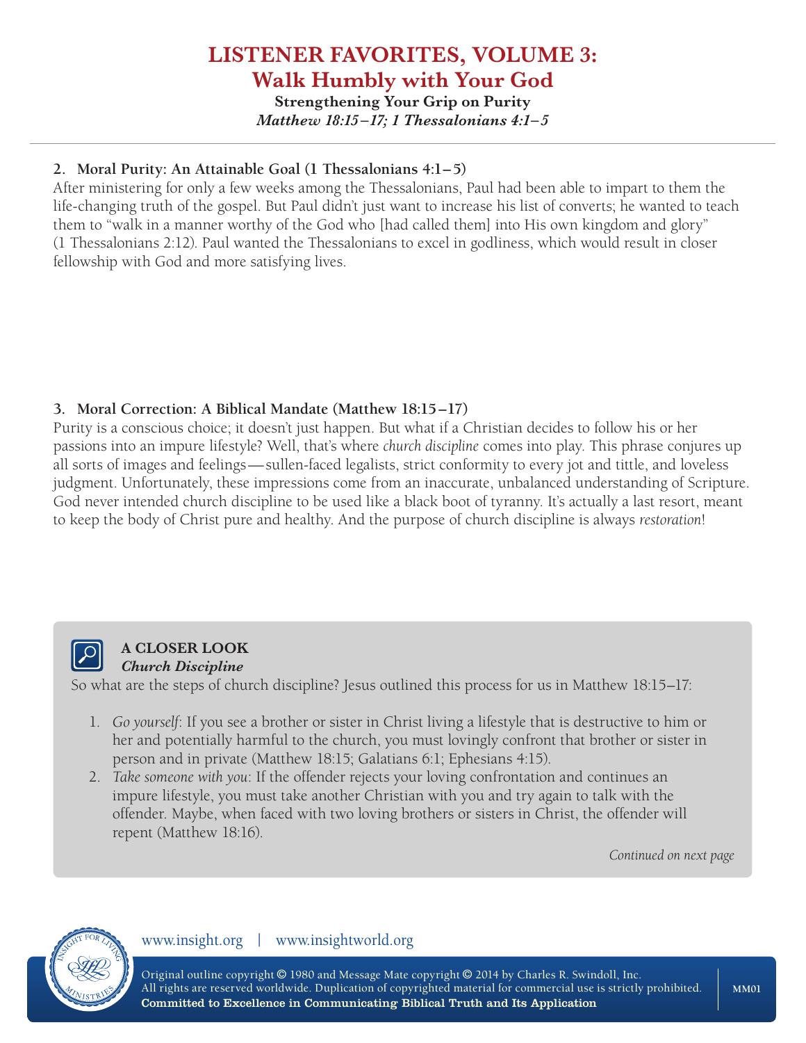# LISTENER FAVORITES, VOLUME 3:
## Walk Humbly with Your God

**Strengthening Your Grip on Purity**
*Matthew 18:15–17; 1 Thessalonians 4:1–5*

---

**2. Moral Purity: An Attainable Goal (1 Thessalonians 4:1–5)**

After ministering for only a few weeks among the Thessalonians, Paul had been able to impart to them the life-changing truth of the gospel. But Paul didn't just want to increase his list of converts; he wanted to teach them to "walk in a manner worthy of the God who [had called them] into His own kingdom and glory" (1 Thessalonians 2:12). Paul wanted the Thessalonians to excel in godliness, which would result in closer fellowship with God and more satisfying lives.

**3. Moral Correction: A Biblical Mandate (Matthew 18:15–17)**

Purity is a conscious choice; it doesn't just happen. But what if a Christian decides to follow his or her passions into an impure lifestyle? Well, that's where *church discipline* comes into play. This phrase conjures up all sorts of images and feelings—sullen-faced legalists, strict conformity to every jot and tittle, and loveless judgment. Unfortunately, these impressions come from an inaccurate, unbalanced understanding of Scripture. God never intended church discipline to be used like a black boot of tyranny. It's actually a last resort, meant to keep the body of Christ pure and healthy. And the purpose of church discipline is always *restoration*!

**A CLOSER LOOK**
***Church Discipline***

So what are the steps of church discipline? Jesus outlined this process for us in Matthew 18:15–17:

1. *Go yourself*: If you see a brother or sister in Christ living a lifestyle that is destructive to him or her and potentially harmful to the church, you must lovingly confront that brother or sister in person and in private (Matthew 18:15; Galatians 6:1; Ephesians 4:15).
2. *Take someone with you*: If the offender rejects your loving confrontation and continues an impure lifestyle, you must take another Christian with you and try again to talk with the offender. Maybe, when faced with two loving brothers or sisters in Christ, the offender will repent (Matthew 18:16).

*Continued on next page*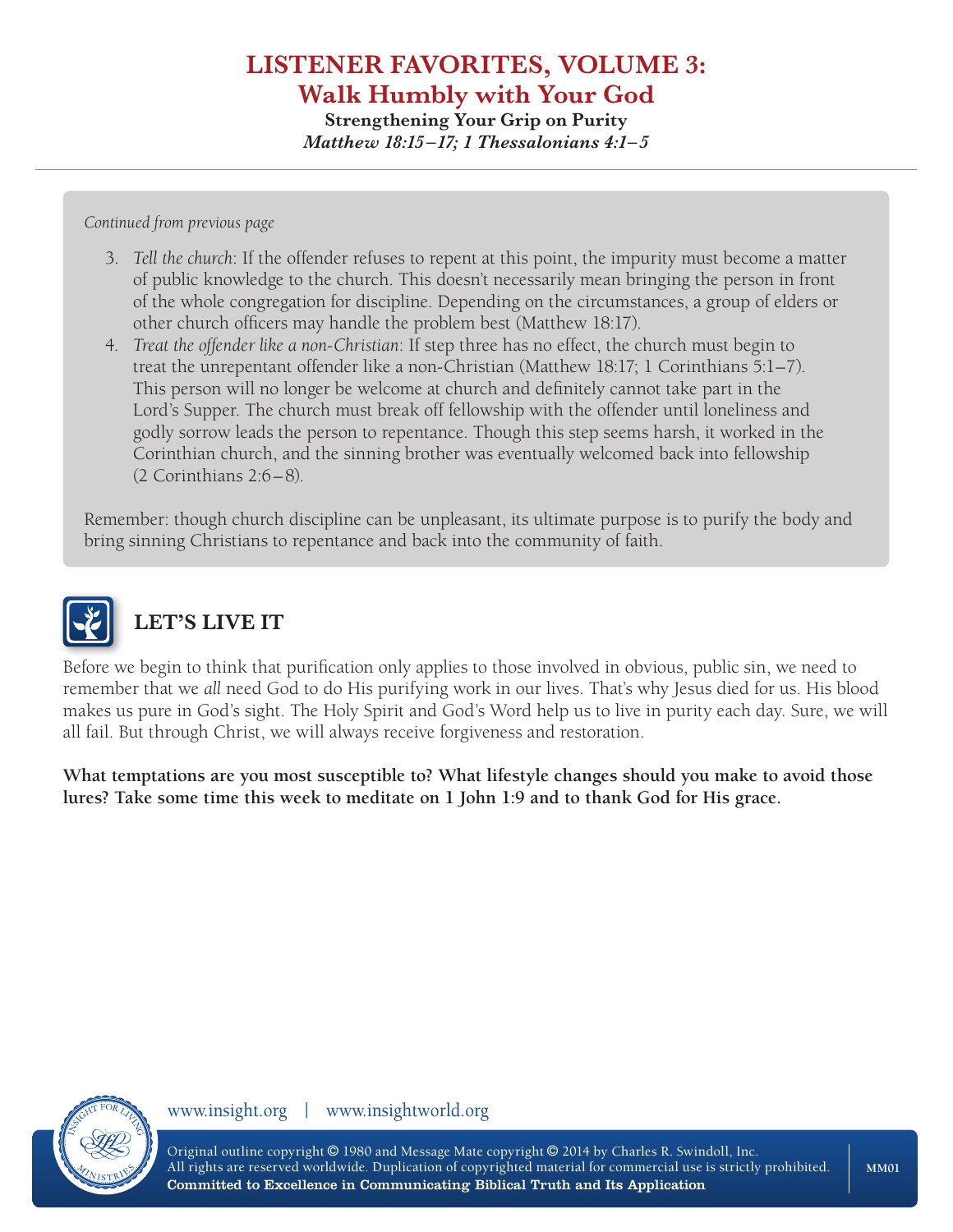*Continued from previous page*

3. *Tell the church*: If the offender refuses to repent at this point, the impurity must become a matter of public knowledge to the church. This doesn't necessarily mean bringing the person in front of the whole congregation for discipline. Depending on the circumstances, a group of elders or other church officers may handle the problem best (Matthew 18:17).
4. *Treat the offender like a non-Christian*: If step three has no effect, the church must begin to treat the unrepentant offender like a non-Christian (Matthew 18:17; 1 Corinthians 5:1–7). This person will no longer be welcome at church and definitely cannot take part in the Lord's Supper. The church must break off fellowship with the offender until loneliness and godly sorrow leads the person to repentance. Though this step seems harsh, it worked in the Corinthian church, and the sinning brother was eventually welcomed back into fellowship (2 Corinthians 2:6–8).

Remember: though church discipline can be unpleasant, its ultimate purpose is to purify the body and bring sinning Christians to repentance and back into the community of faith.

## LET'S LIVE IT

Before we begin to think that purification only applies to those involved in obvious, public sin, we need to remember that we *all* need God to do His purifying work in our lives. That's why Jesus died for us. His blood makes us pure in God's sight. The Holy Spirit and God's Word help us to live in purity each day. Sure, we will all fail. But through Christ, we will always receive forgiveness and restoration.

**What temptations are you most susceptible to? What lifestyle changes should you make to avoid those lures? Take some time this week to meditate on 1 John 1:9 and to thank God for His grace.**

www.insight.org | www.insightworld.org

Original outline copyright © 1980 and Message Mate copyright © 2014 by Charles R. Swindoll, Inc. All rights are reserved worldwide. Duplication of copyrighted material for commercial use is strictly prohibited.
**Committed to Excellence in Communicating Biblical Truth and Its Application**

MM01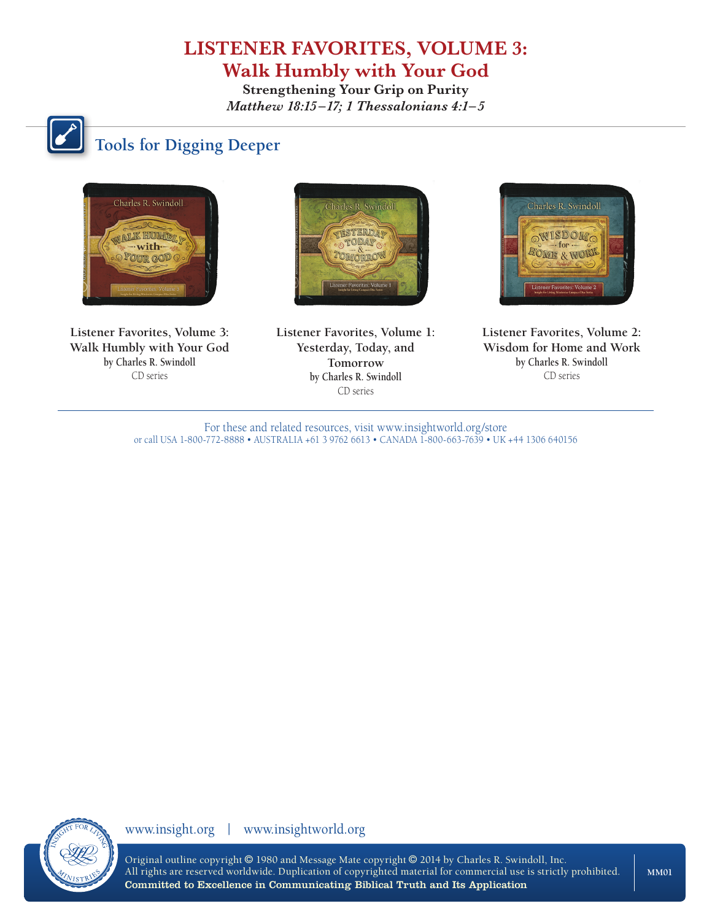# LISTENER FAVORITES, VOLUME 3:
# Walk Humbly with Your God

**Strengthening Your Grip on Purity**

*Matthew 18:15–17; 1 Thessalonians 4:1–5*

## Tools for Digging Deeper

**Listener Favorites, Volume 3: Walk Humbly with Your God**
by Charles R. Swindoll
CD series

**Listener Favorites, Volume 1: Yesterday, Today, and Tomorrow**
by Charles R. Swindoll
CD series

**Listener Favorites, Volume 2: Wisdom for Home and Work**
by Charles R. Swindoll
CD series

For these and related resources, visit www.insightworld.org/store
or call USA 1-800-772-8888 • AUSTRALIA +61 3 9762 6613 • CANADA 1-800-663-7639 • UK +44 1306 640156

www.insight.org | www.insightworld.org

Original outline copyright © 1980 and Message Mate copyright © 2014 by Charles R. Swindoll, Inc.
All rights are reserved worldwide. Duplication of copyrighted material for commercial use is strictly prohibited.
**Committed to Excellence in Communicating Biblical Truth and Its Application**

MM01